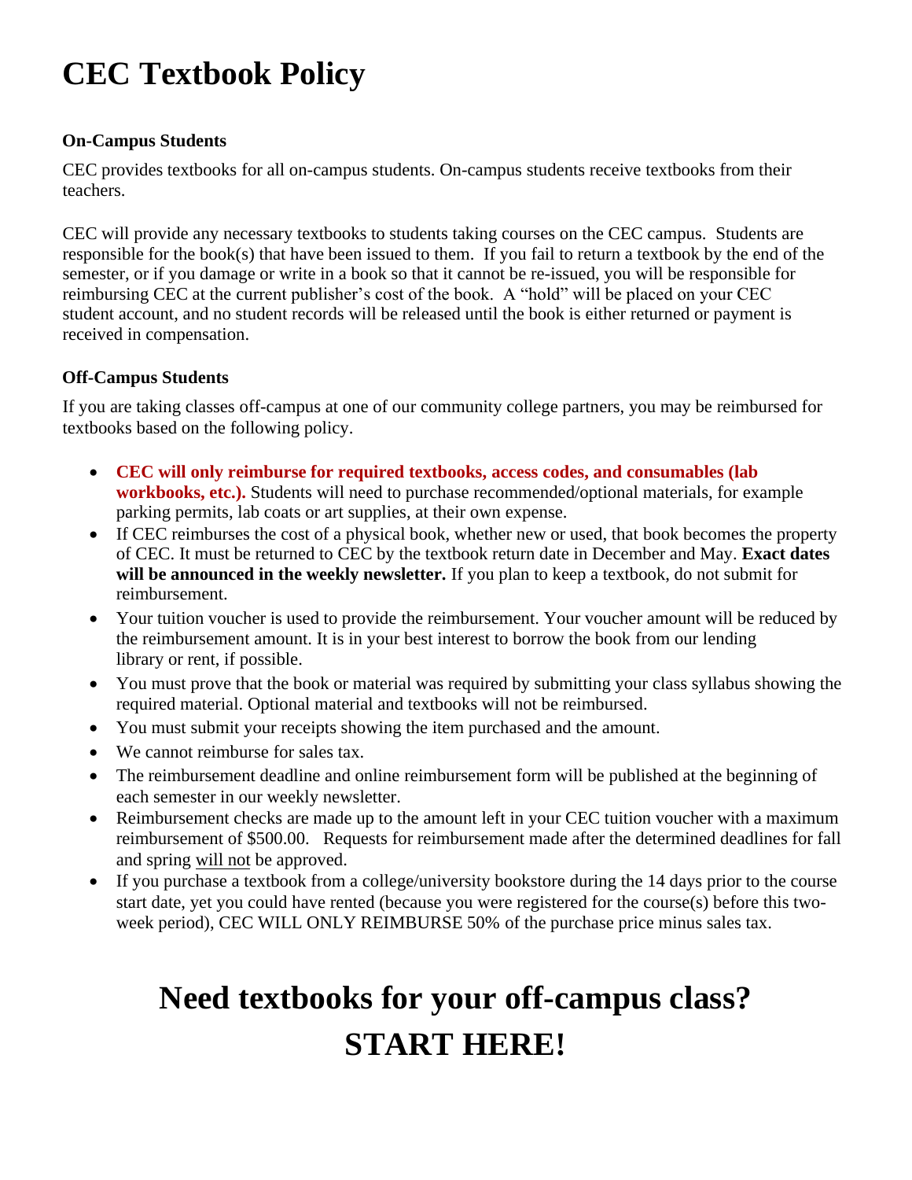# CEC Textbook Policy

**On-Campus Students**

CEC provides textbooks for all on-campus students. On-campus students receive textbooks from their teachers.

CEC will provide any necessary textbooks to students taking courses on the CEC campus. Students are responsible for the book(s) that have been issued to them. If you fail to return a textbook by the end of the semester, or if you damage or write in a book so that it cannot be re-issued, you will be responsible for reimbursing CEC at the current publisher's cost of the book. A "hold" will be placed on your CEC student account, and no student records will be released until the book is either returned or payment is received in compensation.

**Off-Campus Students**

If you are taking classes off-campus at one of our community college partners, you may be reimbursed for textbooks based on the following policy.

- **CEC will only reimburse for required textbooks, access codes, and consumables (lab workbooks, etc.).** Students will need to purchase recommended/optional materials, for example parking permits, lab coats or art supplies, at their own expense.
- If CEC reimburses the cost of a physical book, whether new or used, that book becomes the property of CEC. It must be returned to CEC by the textbook return date in December and May. **Exact dates will be announced in the weekly newsletter.** If you plan to keep a textbook, do not submit for reimbursement.
- Your tuition voucher is used to provide the reimbursement. Your voucher amount will be reduced by the reimbursement amount. It is in your best interest to borrow the book from our lending library or rent, if possible.
- You must prove that the book or material was required by submitting your class syllabus showing the required material. Optional material and textbooks will not be reimbursed.
- You must submit your receipts showing the item purchased and the amount.
- We cannot reimburse for sales tax.
- The reimbursement deadline and online reimbursement form will be published at the beginning of each semester in our weekly newsletter.
- Reimbursement checks are made up to the amount left in your CEC tuition voucher with a maximum reimbursement of $500.00. Requests for reimbursement made after the determined deadlines for fall and spring will not be approved.
- If you purchase a textbook from a college/university bookstore during the 14 days prior to the course start date, yet you could have rented (because you were registered for the course(s) before this two-week period), CEC WILL ONLY REIMBURSE 50% of the purchase price minus sales tax.

## Need textbooks for your off-campus class? START HERE!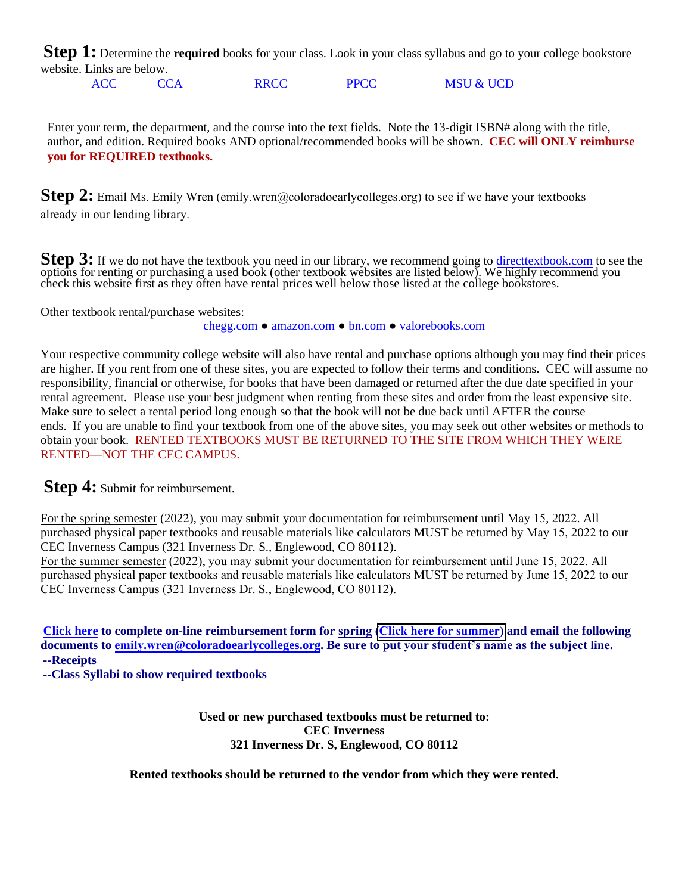**Step 1:** Determine the **required** books for your class. Look in your class syllabus and go to your college bookstore website. Links are below.

ACC CCA RRCC PPCC MSU & UCD

Enter your term, the department, and the course into the text fields. Note the 13-digit ISBN# along with the title, author, and edition. Required books AND optional/recommended books will be shown. **CEC will ONLY reimburse you for REQUIRED textbooks.**

**Step 2:** Email Ms. Emily Wren (emily.wren@coloradoearlycolleges.org) to see if we have your textbooks already in our lending library.

**Step 3:** If we do not have the textbook you need in our library, we recommend going to directtextbook.com to see the options for renting or purchasing a used book (other textbook websites are listed below). We highly recommend you check this website first as they often have rental prices well below those listed at the college bookstores.

Other textbook rental/purchase websites:

chegg.com ● amazon.com ● bn.com ● valorebooks.com

Your respective community college website will also have rental and purchase options although you may find their prices are higher. If you rent from one of these sites, you are expected to follow their terms and conditions. CEC will assume no responsibility, financial or otherwise, for books that have been damaged or returned after the due date specified in your rental agreement. Please use your best judgment when renting from these sites and order from the least expensive site. Make sure to select a rental period long enough so that the book will not be due back until AFTER the course ends. If you are unable to find your textbook from one of the above sites, you may seek out other websites or methods to obtain your book. RENTED TEXTBOOKS MUST BE RETURNED TO THE SITE FROM WHICH THEY WERE RENTED—NOT THE CEC CAMPUS.

**Step 4:** Submit for reimbursement.

For the spring semester (2022), you may submit your documentation for reimbursement until May 15, 2022. All purchased physical paper textbooks and reusable materials like calculators MUST be returned by May 15, 2022 to our CEC Inverness Campus (321 Inverness Dr. S., Englewood, CO 80112).
For the summer semester (2022), you may submit your documentation for reimbursement until June 15, 2022. All purchased physical paper textbooks and reusable materials like calculators MUST be returned by June 15, 2022 to our CEC Inverness Campus (321 Inverness Dr. S., Englewood, CO 80112).

**Click here to complete on-line reimbursement form for spring (Click here for summer) and email the following documents to emily.wren@coloradoearlycolleges.org. Be sure to put your student's name as the subject line.**
**--Receipts**
**--Class Syllabi to show required textbooks**

**Used or new purchased textbooks must be returned to:**
**CEC Inverness**
**321 Inverness Dr. S, Englewood, CO 80112**

**Rented textbooks should be returned to the vendor from which they were rented.**